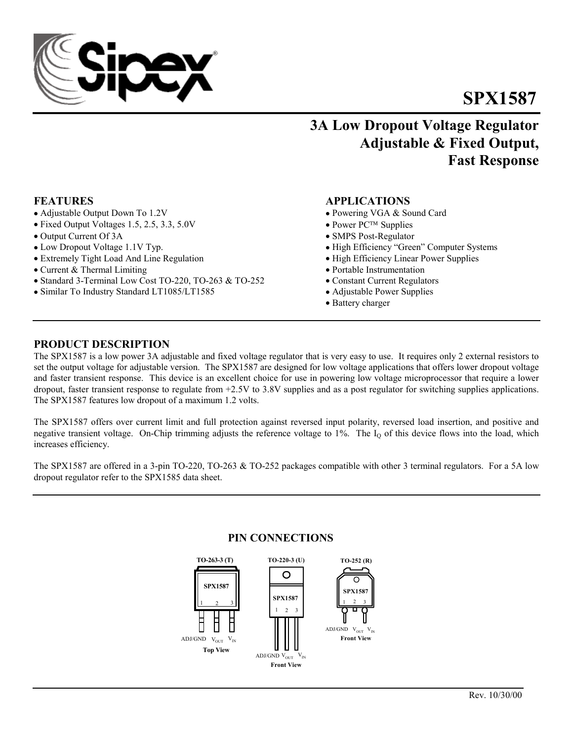# SPX1587

## 3A Low Dropout Voltage Regulator Adjustable & Fixed Output, Fast Response

### FEATURES

- Adjustable Output Down To 1.2V
- Fixed Output Voltages 1.5, 2.5, 3.3, 5.0V
- Output Current Of 3A
- Low Dropout Voltage 1.1V Typ.
- Extremely Tight Load And Line Regulation
- Current & Thermal Limiting
- Standard 3-Terminal Low Cost TO-220, TO-263 & TO-252
- Similar To Industry Standard LT1085/LT1585

### APPLICATIONS

- Powering VGA & Sound Card
- Power PC™ Supplies
- SMPS Post-Regulator
- High Efficiency "Green" Computer Systems
- High Efficiency Linear Power Supplies
- Portable Instrumentation
- Constant Current Regulators
- Adjustable Power Supplies
- Battery charger

### PRODUCT DESCRIPTION

The SPX1587 is a low power 3A adjustable and fixed voltage regulator that is very easy to use. It requires only 2 external resistors to set the output voltage for adjustable version. The SPX1587 are designed for low voltage applications that offers lower dropout voltage and faster transient response. This device is an excellent choice for use in powering low voltage microprocessor that require a lower dropout, faster transient response to regulate from +2.5V to 3.8V supplies and as a post regulator for switching supplies applications. The SPX1587 features low dropout of a maximum 1.2 volts.

The SPX1587 offers over current limit and full protection against reversed input polarity, reversed load insertion, and positive and negative transient voltage. On-Chip trimming adjusts the reference voltage to 1%. The $I_Q$ of this device flows into the load, which increases efficiency.

The SPX1587 are offered in a 3-pin TO-220, TO-263 & TO-252 packages compatible with other 3 terminal regulators. For a 5A low dropout regulator refer to the SPX1585 data sheet.

### PIN CONNECTIONS

**TO-263-3 (T)** — SPX1587 — Pins 1, 2, 3: ADJ/GND, $V_{OUT}$, $V_{IN}$ — **Top View**

**TO-220-3 (U)** — SPX1587 — Pins 1, 2, 3: ADJ/GND, $V_{OUT}$, $V_{IN}$ — **Front View**

**TO-252 (R)** — SPX1587 — Pins 1, 2, 3: ADJ/GND, $V_{OUT}$, $V_{IN}$ — **Front View**

Rev. 10/30/00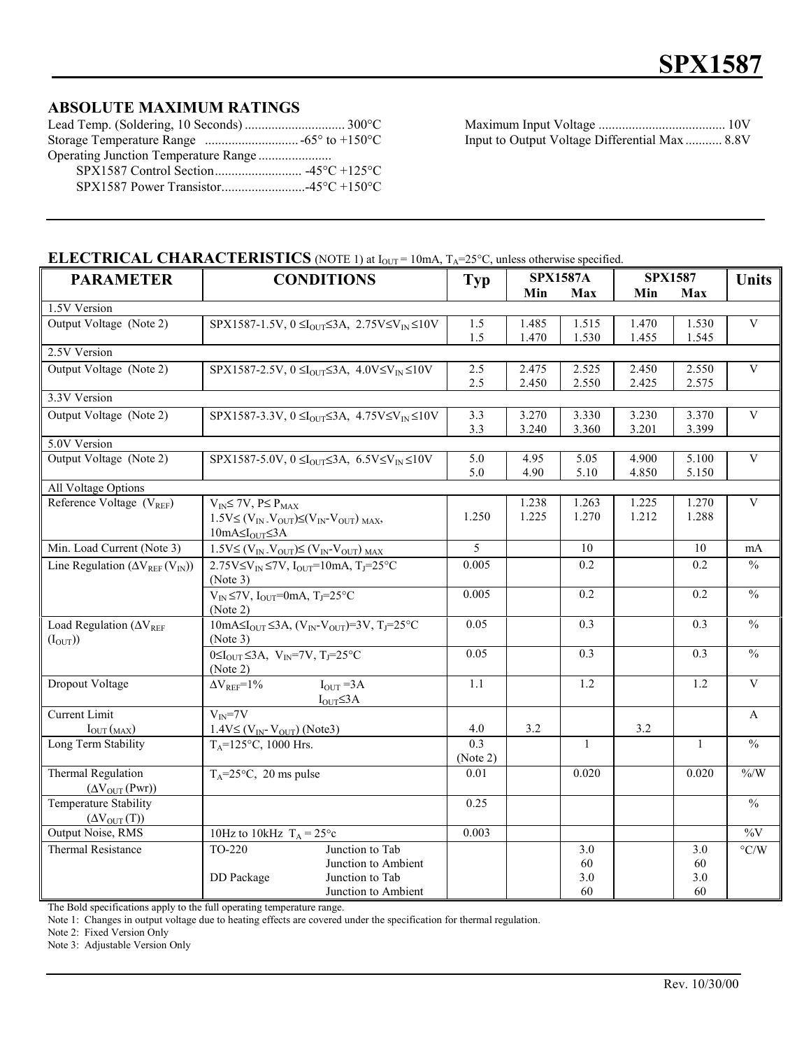## ABSOLUTE MAXIMUM RATINGS

Lead Temp. (Soldering, 10 Seconds) .............................. 300°C
Storage Temperature Range ............................ -65° to +150°C
Operating Junction Temperature Range ......................
SPX1587 Control Section.......................... -45°C +125°C
SPX1587 Power Transistor.........................-45°C +150°C

Maximum Input Voltage ...................................... 10V
Input to Output Voltage Differential Max ........... 8.8V

## ELECTRICAL CHARACTERISTICS (NOTE 1) at $I_{OUT}$ = 10mA, $T_A$=25°C, unless otherwise specified.

| PARAMETER | CONDITIONS | Typ | SPX1587A | | SPX1587 | | Units |
|---|---|---|---|---|---|---|---|
| | | | Min | Max | Min | Max | |
| 1.5V Version | | | | | | | |
| Output Voltage (Note 2) | SPX1587-1.5V, $0 \leq I_{OUT} \leq 3A$, $2.75V \leq V_{IN} \leq 10V$ | 1.5<br>1.5 | 1.485<br>1.470 | 1.515<br>1.530 | 1.470<br>1.455 | 1.530<br>1.545 | V |
| 2.5V Version | | | | | | | |
| Output Voltage (Note 2) | SPX1587-2.5V, $0 \leq I_{OUT} \leq 3A$, $4.0V \leq V_{IN} \leq 10V$ | 2.5<br>2.5 | 2.475<br>2.450 | 2.525<br>2.550 | 2.450<br>2.425 | 2.550<br>2.575 | V |
| 3.3V Version | | | | | | | |
| Output Voltage (Note 2) | SPX1587-3.3V, $0 \leq I_{OUT} \leq 3A$, $4.75V \leq V_{IN} \leq 10V$ | 3.3<br>3.3 | 3.270<br>3.240 | 3.330<br>3.360 | 3.230<br>3.201 | 3.370<br>3.399 | V |
| 5.0V Version | | | | | | | |
| Output Voltage (Note 2) | SPX1587-5.0V, $0 \leq I_{OUT} \leq 3A$, $6.5V \leq V_{IN} \leq 10V$ | 5.0<br>5.0 | 4.95<br>4.90 | 5.05<br>5.10 | 4.900<br>4.850 | 5.100<br>5.150 | V |
| All Voltage Options | | | | | | | |
| Reference Voltage ($V_{REF}$) | $V_{IN} \leq 7V$, $P \leq P_{MAX}$<br>$1.5V \leq (V_{IN} - V_{OUT}) \leq (V_{IN} - V_{OUT})_{MAX}$,<br>$10mA \leq I_{OUT} \leq 3A$ | 1.250 | 1.238<br>1.225 | 1.263<br>1.270 | 1.225<br>1.212 | 1.270<br>1.288 | V |
| Min. Load Current (Note 3) | $1.5V \leq (V_{IN} - V_{OUT}) \leq (V_{IN} - V_{OUT})_{MAX}$ | 5 | | 10 | | 10 | mA |
| Line Regulation ($\Delta V_{REF}(V_{IN})$) | $2.75V \leq V_{IN} \leq 7V$, $I_{OUT}$=10mA, $T_J$=25°C (Note 3) | 0.005 | | 0.2 | | 0.2 | % |
| | $V_{IN} \leq 7V$, $I_{OUT}$=0mA, $T_J$=25°C (Note 2) | 0.005 | | 0.2 | | 0.2 | % |
| Load Regulation ($\Delta V_{REF}(I_{OUT})$) | $10mA \leq I_{OUT} \leq 3A$, $(V_{IN}-V_{OUT})$=3V, $T_J$=25°C (Note 3) | 0.05 | | 0.3 | | 0.3 | % |
| | $0 \leq I_{OUT} \leq 3A$, $V_{IN}$=7V, $T_J$=25°C (Note 2) | 0.05 | | 0.3 | | 0.3 | % |
| Dropout Voltage | $\Delta V_{REF}$=1% $I_{OUT}$ =3A<br>$I_{OUT} \leq 3A$ | 1.1 | | 1.2 | | 1.2 | V |
| Current Limit $I_{OUT}(_{MAX})$ | $V_{IN}$=7V<br>$1.4V \leq (V_{IN} - V_{OUT})$ (Note3) | 4.0 | 3.2 | | 3.2 | | A |
| Long Term Stability | $T_A$=125°C, 1000 Hrs. | 0.3 (Note 2) | | 1 | | 1 | % |
| Thermal Regulation ($\Delta V_{OUT}(Pwr)$) | $T_A$=25°C, 20 ms pulse | 0.01 | | 0.020 | | 0.020 | %/W |
| Temperature Stability ($\Delta V_{OUT}(T)$) | | 0.25 | | | | | % |
| Output Noise, RMS | 10Hz to 10kHz $T_A$ = 25°c | 0.003 | | | | | %V |
| Thermal Resistance | TO-220 Junction to Tab<br>Junction to Ambient<br>DD Package Junction to Tab<br>Junction to Ambient | | | 3.0<br>60<br>3.0<br>60 | | 3.0<br>60<br>3.0<br>60 | °C/W |

The Bold specifications apply to the full operating temperature range.
Note 1: Changes in output voltage due to heating effects are covered under the specification for thermal regulation.
Note 2: Fixed Version Only
Note 3: Adjustable Version Only

Rev. 10/30/00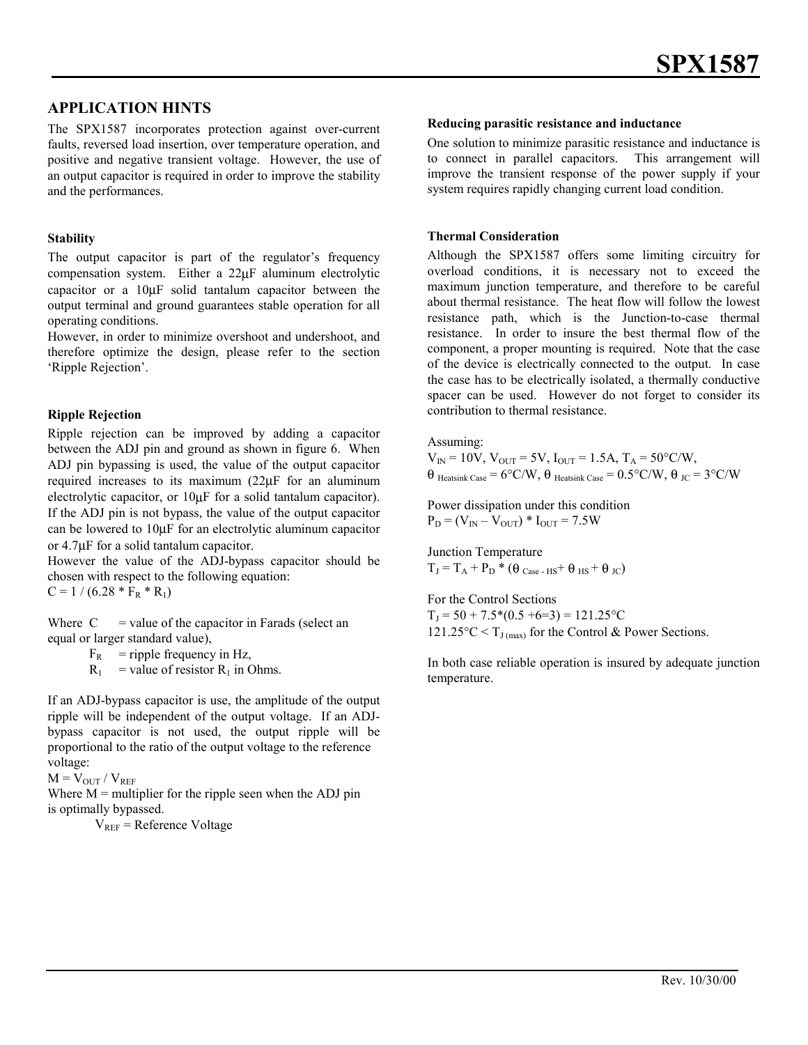## APPLICATION HINTS

The SPX1587 incorporates protection against over-current faults, reversed load insertion, over temperature operation, and positive and negative transient voltage. However, the use of an output capacitor is required in order to improve the stability and the performances.

### Stability

The output capacitor is part of the regulator's frequency compensation system. Either a 22µF aluminum electrolytic capacitor or a 10µF solid tantalum capacitor between the output terminal and ground guarantees stable operation for all operating conditions.

However, in order to minimize overshoot and undershoot, and therefore optimize the design, please refer to the section 'Ripple Rejection'.

### Ripple Rejection

Ripple rejection can be improved by adding a capacitor between the ADJ pin and ground as shown in figure 6. When ADJ pin bypassing is used, the value of the output capacitor required increases to its maximum (22µF for an aluminum electrolytic capacitor, or 10µF for a solid tantalum capacitor). If the ADJ pin is not bypass, the value of the output capacitor can be lowered to 10µF for an electrolytic aluminum capacitor or 4.7µF for a solid tantalum capacitor.

However the value of the ADJ-bypass capacitor should be chosen with respect to the following equation:

$C = 1 / (6.28 * F_R * R_1)$

Where $C$ = value of the capacitor in Farads (select an equal or larger standard value),

$F_R$ = ripple frequency in Hz,

$R_1$ = value of resistor $R_1$ in Ohms.

If an ADJ-bypass capacitor is use, the amplitude of the output ripple will be independent of the output voltage. If an ADJ-bypass capacitor is not used, the output ripple will be proportional to the ratio of the output voltage to the reference voltage:

$M = V_{OUT} / V_{REF}$

Where M = multiplier for the ripple seen when the ADJ pin is optimally bypassed.

$V_{REF}$ = Reference Voltage

### Reducing parasitic resistance and inductance

One solution to minimize parasitic resistance and inductance is to connect in parallel capacitors. This arrangement will improve the transient response of the power supply if your system requires rapidly changing current load condition.

### Thermal Consideration

Although the SPX1587 offers some limiting circuitry for overload conditions, it is necessary not to exceed the maximum junction temperature, and therefore to be careful about thermal resistance. The heat flow will follow the lowest resistance path, which is the Junction-to-case thermal resistance. In order to insure the best thermal flow of the component, a proper mounting is required. Note that the case of the device is electrically connected to the output. In case the case has to be electrically isolated, a thermally conductive spacer can be used. However do not forget to consider its contribution to thermal resistance.

Assuming:

$V_{IN} = 10V$, $V_{OUT} = 5V$, $I_{OUT} = 1.5A$, $T_A = 50°C/W$,
$\theta_{\text{Heatsink Case}} = 6°C/W$, $\theta_{\text{Heatsink Case}} = 0.5°C/W$, $\theta_{JC} = 3°C/W$

Power dissipation under this condition

$P_D = (V_{IN} – V_{OUT}) * I_{OUT} = 7.5W$

Junction Temperature

$T_J = T_A + P_D * (\theta_{\text{Case - HS}} + \theta_{HS} + \theta_{JC})$

For the Control Sections

$T_J = 50 + 7.5*(0.5 +6=3) = 121.25°C$

$121.25°C < T_{J\,(max)}$ for the Control & Power Sections.

In both case reliable operation is insured by adequate junction temperature.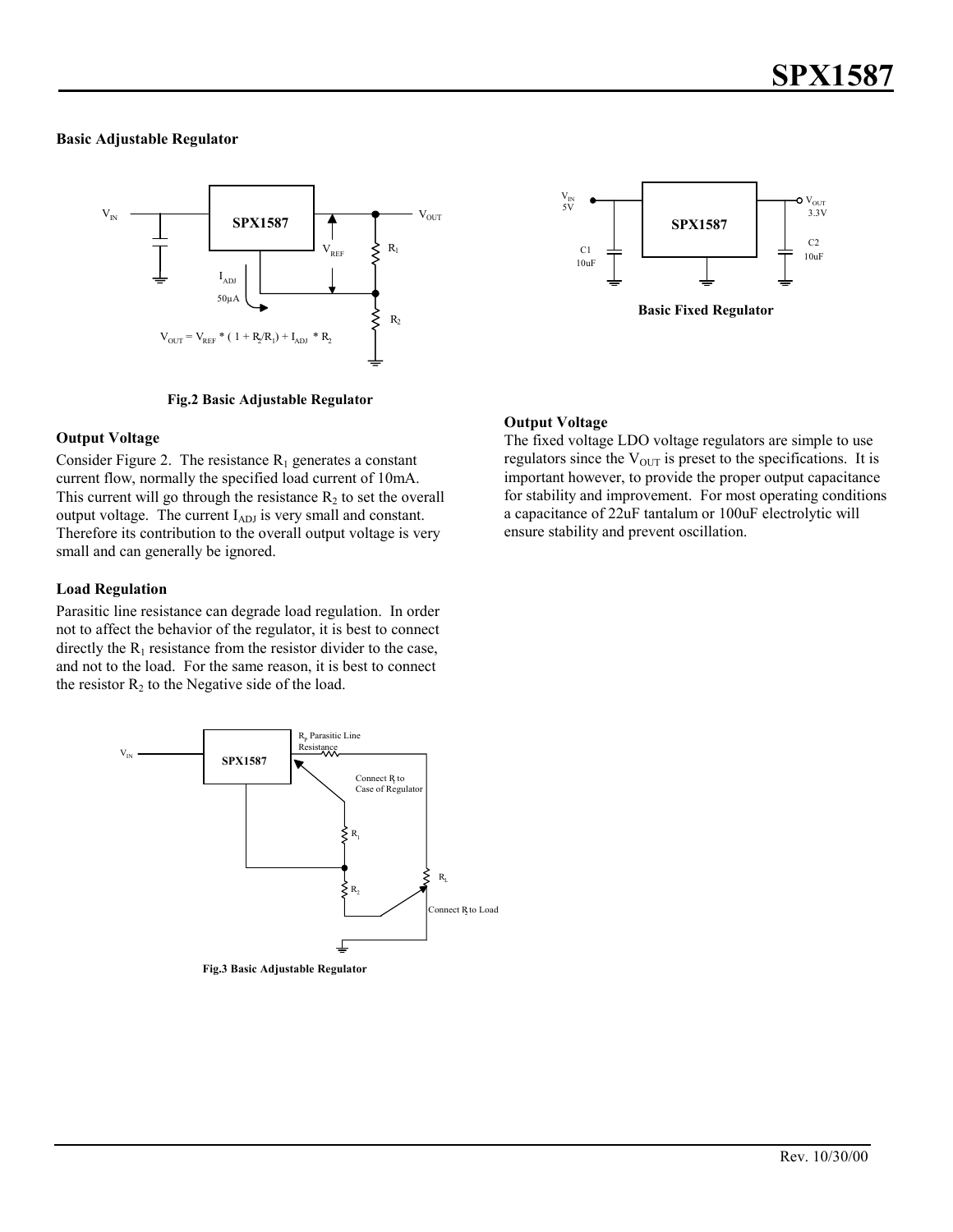### Basic Adjustable Regulator

$$V_{OUT} = V_{REF} * (1 + R_2/R_1) + I_{ADJ} * R_2$$

**Fig.2 Basic Adjustable Regulator**

**Basic Fixed Regulator**

#### Output Voltage

Consider Figure 2. The resistance $R_1$ generates a constant current flow, normally the specified load current of 10mA. This current will go through the resistance $R_2$ to set the overall output voltage. The current $I_{ADJ}$ is very small and constant. Therefore its contribution to the overall output voltage is very small and can generally be ignored.

#### Load Regulation

Parasitic line resistance can degrade load regulation. In order not to affect the behavior of the regulator, it is best to connect directly the $R_1$ resistance from the resistor divider to the case, and not to the load. For the same reason, it is best to connect the resistor $R_2$ to the Negative side of the load.

**Fig.3 Basic Adjustable Regulator**

#### Output Voltage

The fixed voltage LDO voltage regulators are simple to use regulators since the $V_{OUT}$ is preset to the specifications. It is important however, to provide the proper output capacitance for stability and improvement. For most operating conditions a capacitance of 22uF tantalum or 100uF electrolytic will ensure stability and prevent oscillation.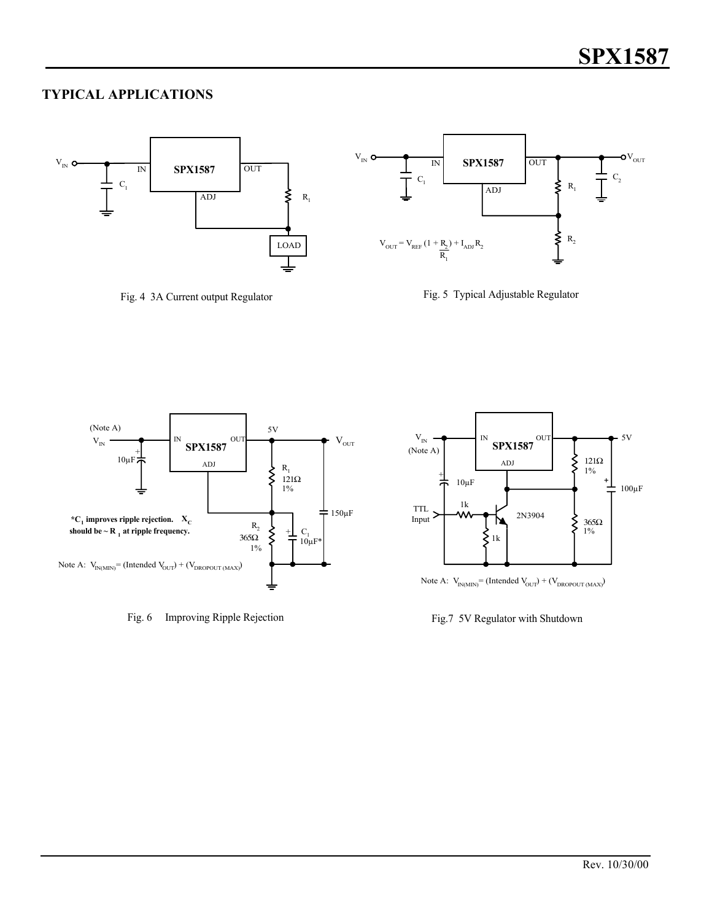## TYPICAL APPLICATIONS

Fig. 4 3A Current output Regulator

$$V_{OUT} = V_{REF}\left(1 + \frac{R_2}{R_1}\right) + I_{ADJ} R_2$$

Fig. 5 Typical Adjustable Regulator

**$*C_1$ improves ripple rejection. $X_C$ should be ~ $R_1$ at ripple frequency.**

Note A: $V_{IN(MIN)}$ = (Intended $V_{OUT}$) + ($V_{DROPOUT\,(MAX)}$)

Fig. 6 Improving Ripple Rejection

Note A: $V_{IN(MIN)}$ = (Intended $V_{OUT}$) + ($V_{DROPOUT\,(MAX)}$)

Fig.7 5V Regulator with Shutdown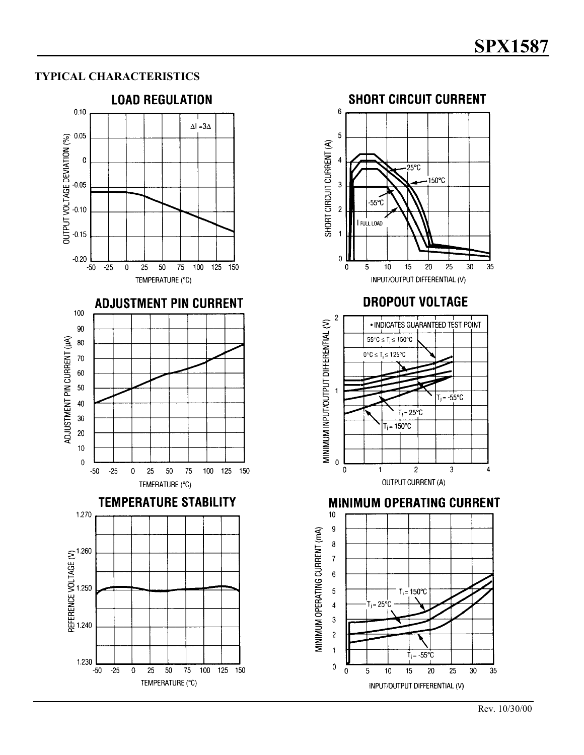## TYPICAL CHARACTERISTICS

### LOAD REGULATION

$\Delta I = 3\Delta$

OUTPUT VOLTAGE DEVIATION (%)

0.10, 0.05, 0, -0.05, -0.10, -0.15, -0.20

-50 -25 0 25 50 75 100 125 150

TEMPERATURE (°C)

### SHORT CIRCUIT CURRENT

SHORT CIRCUIT CURRENT (A)

6, 5, 4, 3, 2, 1, 0

25°C

150°C

-55°C

I FULL LOAD

0 5 10 15 20 25 30 35

INPUT/OUTPUT DIFFERENTIAL (V)

### ADJUSTMENT PIN CURRENT

ADJUSTMENT PIN CURRENT (µA)

100, 90, 80, 70, 60, 50, 40, 30, 20, 10, 0

-50 -25 0 25 50 75 100 125 150

TEMERATURE (°C)

### DROPOUT VOLTAGE

• INDICATES GUARANTEED TEST POINT

$55°C \leq T_j \leq 150°C$

$0°C \leq T_j \leq 125°C$

$T_j$ = -55°C

$T_j$ = 25°C

$T_j$ = 150°C

MINIMUM INPUT/OUTPUT DIFFERENTIAL (V)

2, 1, 0

0 1 2 3 4

OUTPUT CURRENT (A)

### TEMPERATURE STABILITY

REFERENCE VOLTAGE (V)

1.270, 1.260, 1.250, 1.240, 1.230

-50 -25 0 25 50 75 100 125 150

TEMPERATURE (°C)

### MINIMUM OPERATING CURRENT

MINIMUM OPERATING CURRENT (mA)

10, 9, 8, 7, 6, 5, 4, 3, 2, 1, 0

$T_j$ = 150°C

$T_j$ = 25°C

$T_j$ = -55°C

0 5 10 15 20 25 30 35

INPUT/OUTPUT DIFFERENTIAL (V)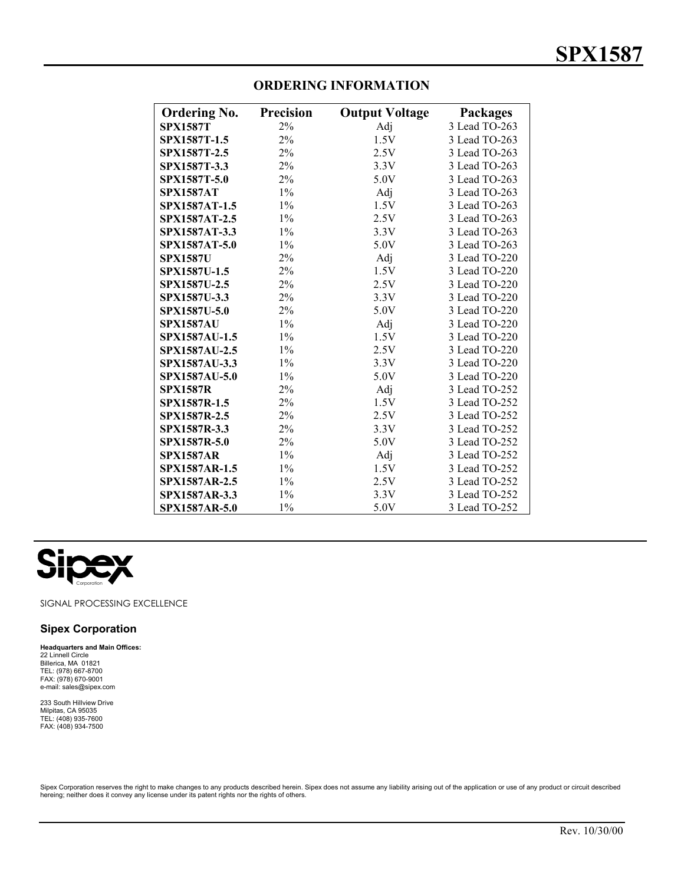## ORDERING INFORMATION

| Ordering No. | Precision | Output Voltage | Packages |
|---|---|---|---|
| **SPX1587T** | 2% | Adj | 3 Lead TO-263 |
| **SPX1587T-1.5** | 2% | 1.5V | 3 Lead TO-263 |
| **SPX1587T-2.5** | 2% | 2.5V | 3 Lead TO-263 |
| **SPX1587T-3.3** | 2% | 3.3V | 3 Lead TO-263 |
| **SPX1587T-5.0** | 2% | 5.0V | 3 Lead TO-263 |
| **SPX1587AT** | 1% | Adj | 3 Lead TO-263 |
| **SPX1587AT-1.5** | 1% | 1.5V | 3 Lead TO-263 |
| **SPX1587AT-2.5** | 1% | 2.5V | 3 Lead TO-263 |
| **SPX1587AT-3.3** | 1% | 3.3V | 3 Lead TO-263 |
| **SPX1587AT-5.0** | 1% | 5.0V | 3 Lead TO-263 |
| **SPX1587U** | 2% | Adj | 3 Lead TO-220 |
| **SPX1587U-1.5** | 2% | 1.5V | 3 Lead TO-220 |
| **SPX1587U-2.5** | 2% | 2.5V | 3 Lead TO-220 |
| **SPX1587U-3.3** | 2% | 3.3V | 3 Lead TO-220 |
| **SPX1587U-5.0** | 2% | 5.0V | 3 Lead TO-220 |
| **SPX1587AU** | 1% | Adj | 3 Lead TO-220 |
| **SPX1587AU-1.5** | 1% | 1.5V | 3 Lead TO-220 |
| **SPX1587AU-2.5** | 1% | 2.5V | 3 Lead TO-220 |
| **SPX1587AU-3.3** | 1% | 3.3V | 3 Lead TO-220 |
| **SPX1587AU-5.0** | 1% | 5.0V | 3 Lead TO-220 |
| **SPX1587R** | 2% | Adj | 3 Lead TO-252 |
| **SPX1587R-1.5** | 2% | 1.5V | 3 Lead TO-252 |
| **SPX1587R-2.5** | 2% | 2.5V | 3 Lead TO-252 |
| **SPX1587R-3.3** | 2% | 3.3V | 3 Lead TO-252 |
| **SPX1587R-5.0** | 2% | 5.0V | 3 Lead TO-252 |
| **SPX1587AR** | 1% | Adj | 3 Lead TO-252 |
| **SPX1587AR-1.5** | 1% | 1.5V | 3 Lead TO-252 |
| **SPX1587AR-2.5** | 1% | 2.5V | 3 Lead TO-252 |
| **SPX1587AR-3.3** | 1% | 3.3V | 3 Lead TO-252 |
| **SPX1587AR-5.0** | 1% | 5.0V | 3 Lead TO-252 |

Sipex Corporation

SIGNAL PROCESSING EXCELLENCE

### Sipex Corporation

**Headquarters and Main Offices:**
22 Linnell Circle
Billerica, MA 01821
TEL: (978) 667-8700
FAX: (978) 670-9001
e-mail: sales@sipex.com

233 South Hillview Drive
Milpitas, CA 95035
TEL: (408) 935-7600
FAX: (408) 934-7500

Sipex Corporation reserves the right to make changes to any products described herein. Sipex does not assume any liability arising out of the application or use of any product or circuit described hereing; neither does it convey any license under its patent rights nor the rights of others.

Rev. 10/30/00